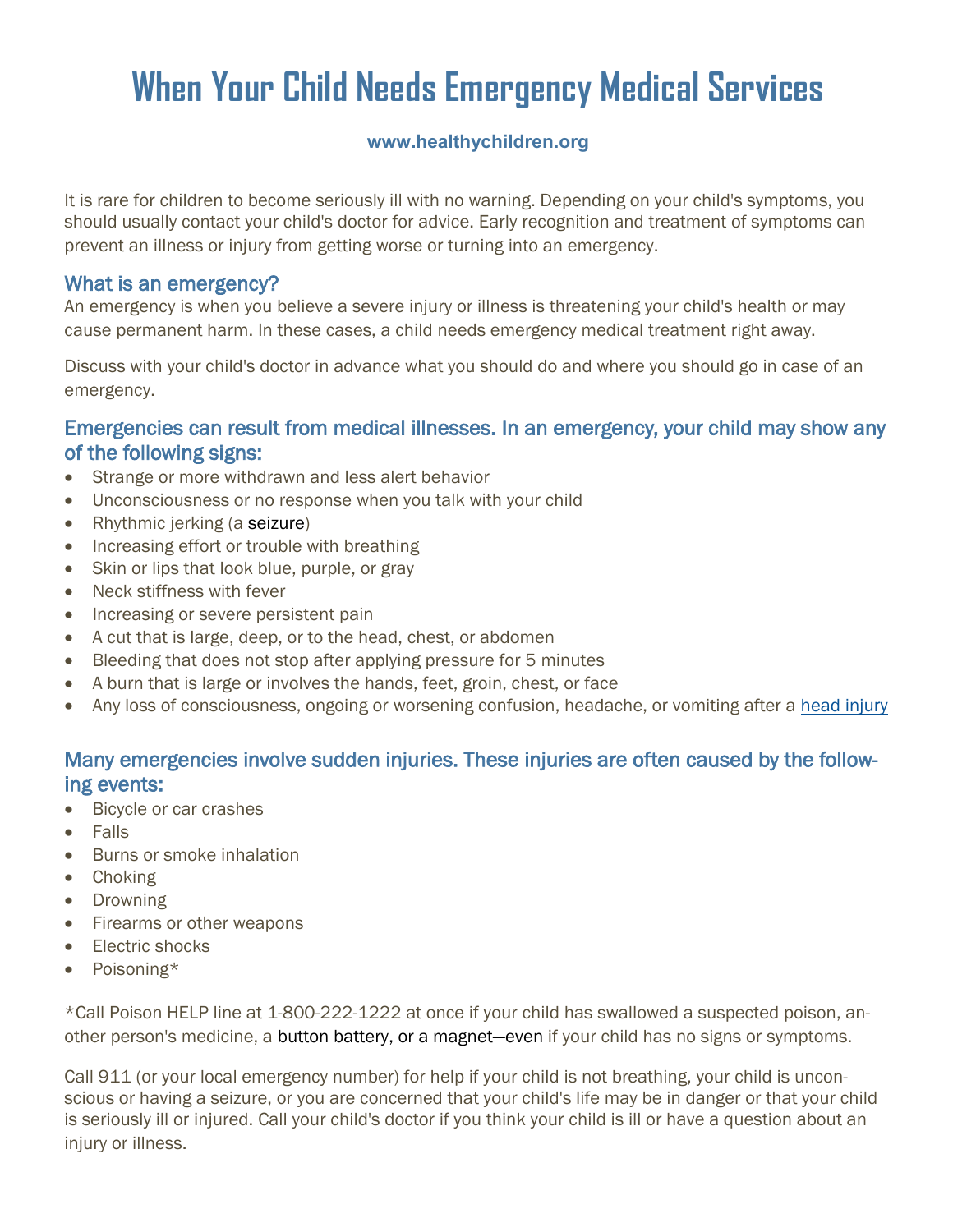# When Your Child Needs Emergency Medical Services

**www.healthychildren.org**

It is rare for children to become seriously ill with no warning. Depending on your child's symptoms, you should usually contact your child's doctor for advice. Early recognition and treatment of symptoms can prevent an illness or injury from getting worse or turning into an emergency.

## What is an emergency?

An emergency is when you believe a severe injury or illness is threatening your child's health or may cause permanent harm. In these cases, a child needs emergency medical treatment right away.

Discuss with your child's doctor in advance what you should do and where you should go in case of an emergency.

## Emergencies can result from medical illnesses. In an emergency, your child may show any of the following signs:

- Strange or more withdrawn and less alert behavior
- Unconsciousness or no response when you talk with your child
- Rhythmic jerking (a seizure)
- Increasing effort or trouble with breathing
- Skin or lips that look blue, purple, or gray
- Neck stiffness with fever
- Increasing or severe persistent pain
- A cut that is large, deep, or to the head, chest, or abdomen
- Bleeding that does not stop after applying pressure for 5 minutes
- A burn that is large or involves the hands, feet, groin, chest, or face
- Any loss of consciousness, ongoing or worsening confusion, headache, or vomiting after a head injury

## Many emergencies involve sudden injuries. These injuries are often caused by the following events:

- Bicycle or car crashes
- Falls
- Burns or smoke inhalation
- Choking
- Drowning
- Firearms or other weapons
- Electric shocks
- Poisoning*

*Call Poison HELP line at 1-800-222-1222 at once if your child has swallowed a suspected poison, another person's medicine, a button battery, or a magnet—even if your child has no signs or symptoms.

Call 911 (or your local emergency number) for help if your child is not breathing, your child is unconscious or having a seizure, or you are concerned that your child's life may be in danger or that your child is seriously ill or injured. Call your child's doctor if you think your child is ill or have a question about an injury or illness.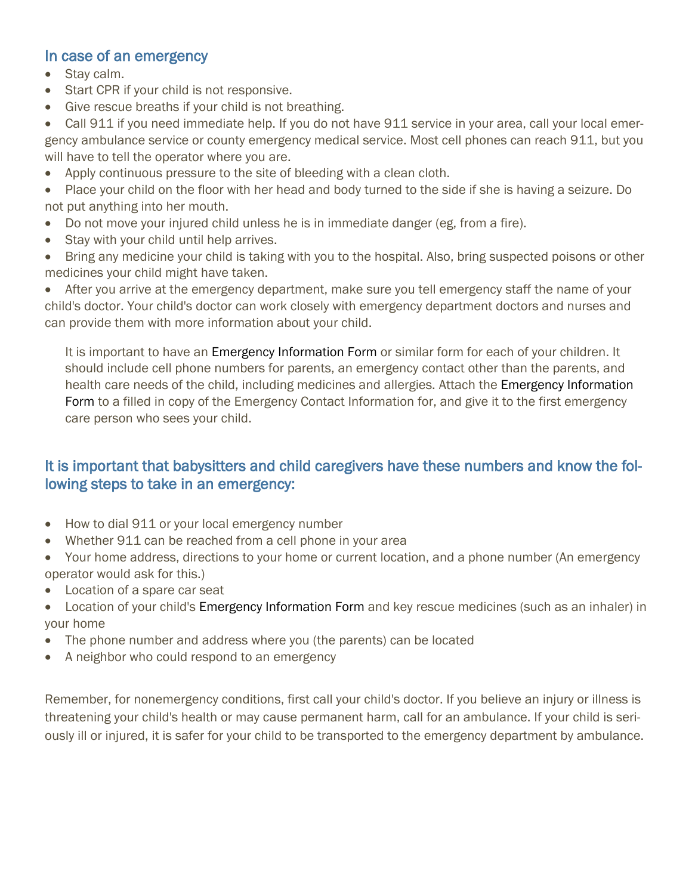## In case of an emergency

- Stay calm.
- Start CPR if your child is not responsive.
- Give rescue breaths if your child is not breathing.
- Call 911 if you need immediate help. If you do not have 911 service in your area, call your local emergency ambulance service or county emergency medical service. Most cell phones can reach 911, but you will have to tell the operator where you are.
- Apply continuous pressure to the site of bleeding with a clean cloth.
- Place your child on the floor with her head and body turned to the side if she is having a seizure. Do not put anything into her mouth.
- Do not move your injured child unless he is in immediate danger (eg, from a fire).
- Stay with your child until help arrives.
- Bring any medicine your child is taking with you to the hospital. Also, bring suspected poisons or other medicines your child might have taken.
- After you arrive at the emergency department, make sure you tell emergency staff the name of your child's doctor. Your child's doctor can work closely with emergency department doctors and nurses and can provide them with more information about your child.

It is important to have an Emergency Information Form or similar form for each of your children. It should include cell phone numbers for parents, an emergency contact other than the parents, and health care needs of the child, including medicines and allergies. Attach the Emergency Information Form to a filled in copy of the Emergency Contact Information for, and give it to the first emergency care person who sees your child.

## It is important that babysitters and child caregivers have these numbers and know the following steps to take in an emergency:

- How to dial 911 or your local emergency number
- Whether 911 can be reached from a cell phone in your area
- Your home address, directions to your home or current location, and a phone number (An emergency operator would ask for this.)
- Location of a spare car seat
- Location of your child's Emergency Information Form and key rescue medicines (such as an inhaler) in your home
- The phone number and address where you (the parents) can be located
- A neighbor who could respond to an emergency

Remember, for nonemergency conditions, first call your child's doctor. If you believe an injury or illness is threatening your child's health or may cause permanent harm, call for an ambulance. If your child is seriously ill or injured, it is safer for your child to be transported to the emergency department by ambulance.